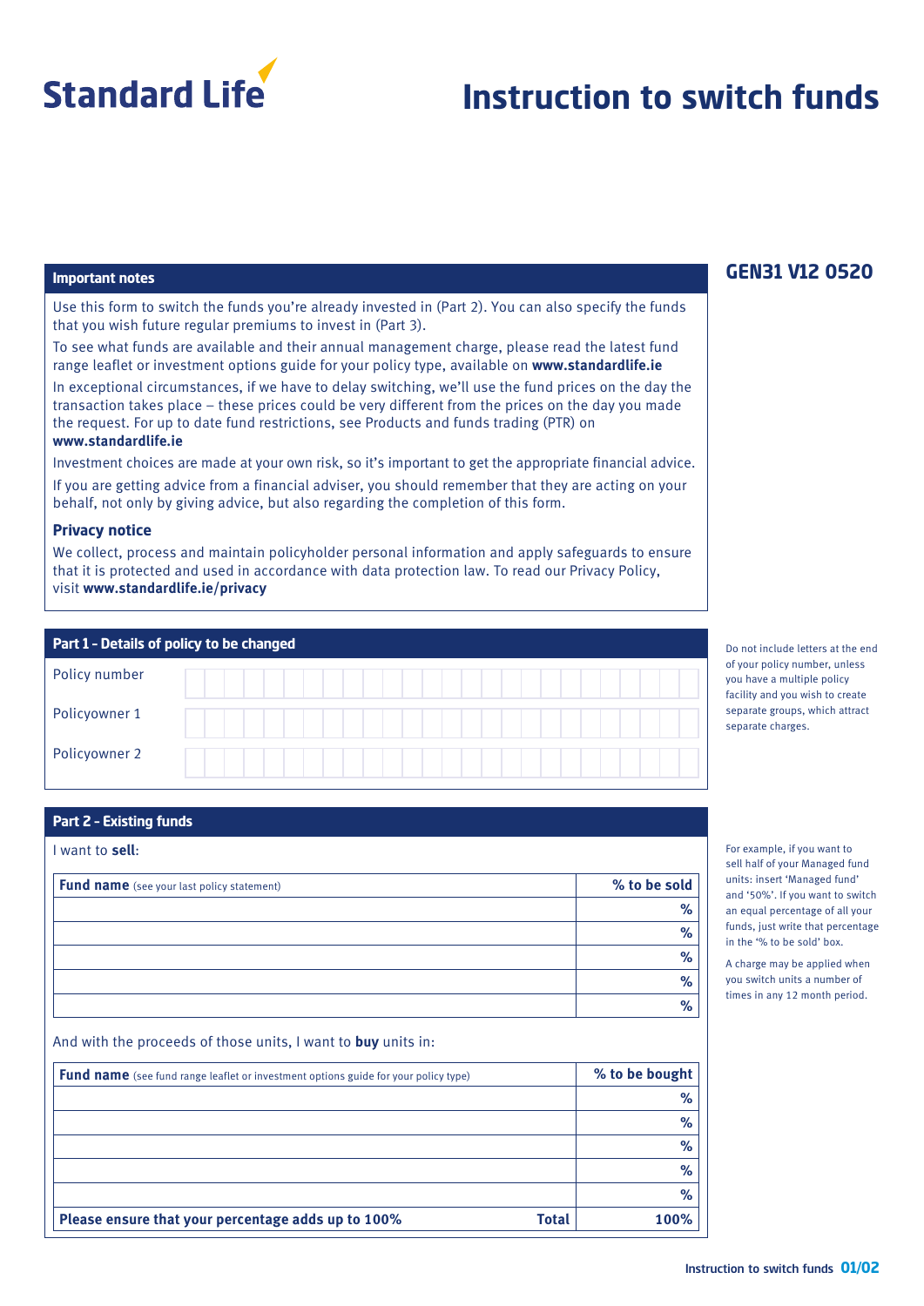Standard Life

# Instruction to switch funds

**GEN31 V12 0520**

## Important notes

Use this form to switch the funds you're already invested in (Part 2). You can also specify the funds that you wish future regular premiums to invest in (Part 3).

To see what funds are available and their annual management charge, please read the latest fund range leaflet or investment options guide for your policy type, available on **www.standardlife.ie**

In exceptional circumstances, if we have to delay switching, we'll use the fund prices on the day the transaction takes place – these prices could be very different from the prices on the day you made the request. For up to date fund restrictions, see Products and funds trading (PTR) on **www.standardlife.ie**

Investment choices are made at your own risk, so it's important to get the appropriate financial advice.

If you are getting advice from a financial adviser, you should remember that they are acting on your behalf, not only by giving advice, but also regarding the completion of this form.

### Privacy notice

We collect, process and maintain policyholder personal information and apply safeguards to ensure that it is protected and used in accordance with data protection law. To read our Privacy Policy, visit **www.standardlife.ie/privacy**

## Part 1 – Details of policy to be changed

| | |
|---|---|
| Policy number | |
| Policyowner 1 | |
| Policyowner 2 | |

Do not include letters at the end of your policy number, unless you have a multiple policy facility and you wish to create separate groups, which attract separate charges.

## Part 2 – Existing funds

I want to **sell**:

| **Fund name** (see your last policy statement) | % to be sold |
|---|---|
| | % |
| | % |
| | % |
| | % |
| | % |

For example, if you want to sell half of your Managed fund units: insert 'Managed fund' and '50%'. If you want to switch an equal percentage of all your funds, just write that percentage in the '% to be sold' box.

A charge may be applied when you switch units a number of times in any 12 month period.

And with the proceeds of those units, I want to **buy** units in:

| **Fund name** (see fund range leaflet or investment options guide for your policy type) | % to be bought |
|---|---|
| | % |
| | % |
| | % |
| | % |
| | % |
| **Please ensure that your percentage adds up to 100%** **Total** | **100%** |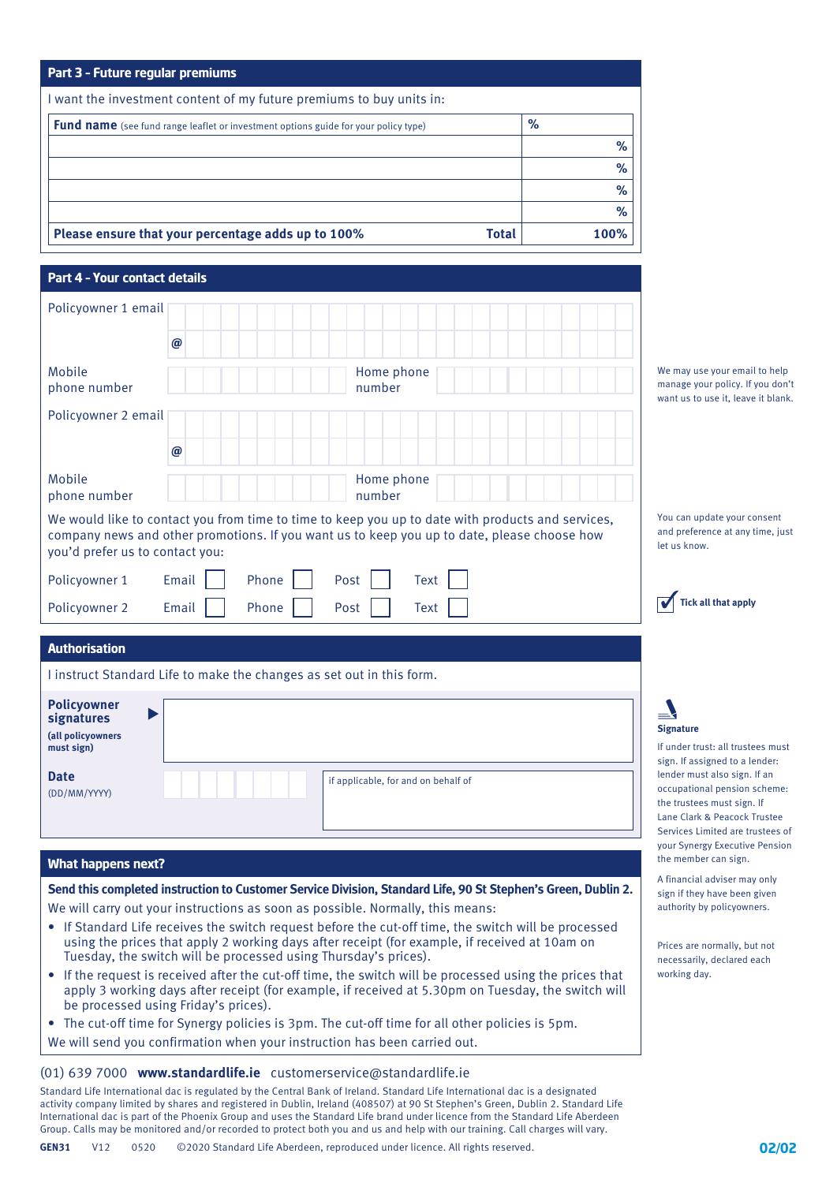## Part 3 - Future regular premiums

I want the investment content of my future premiums to buy units in:

| **Fund name** (see fund range leaflet or investment options guide for your policy type) | % |
|---|---|
| | % |
| | % |
| | % |
| | % |
| **Please ensure that your percentage adds up to 100%** **Total** | **100%** |

## Part 4 - Your contact details

Policyowner 1 email

@

Mobile phone number | Home phone number

Policyowner 2 email

@

Mobile phone number | Home phone number

We may use your email to help manage your policy. If you don't want us to use it, leave it blank.

We would like to contact you from time to time to keep you up to date with products and services, company news and other promotions. If you want us to keep you up to date, please choose how you'd prefer us to contact you:

| | | | | |
|---|---|---|---|---|
| Policyowner 1 | Email ☐ | Phone ☐ | Post ☐ | Text ☐ |
| Policyowner 2 | Email ☐ | Phone ☐ | Post ☐ | Text ☐ |

You can update your consent and preference at any time, just let us know.

**Tick all that apply**

## Authorisation

I instruct Standard Life to make the changes as set out in this form.

**Policyowner signatures**
**(all policyowners must sign)**

**Date**
(DD/MM/YYYY)

if applicable, for and on behalf of

**Signature**

If under trust: all trustees must sign. If assigned to a lender: lender must also sign. If an occupational pension scheme: the trustees must sign. If Lane Clark & Peacock Trustee Services Limited are trustees of your Synergy Executive Pension the member can sign.

A financial adviser may only sign if they have been given authority by policyowners.

## What happens next?

**Send this completed instruction to Customer Service Division, Standard Life, 90 St Stephen's Green, Dublin 2.**

We will carry out your instructions as soon as possible. Normally, this means:

- If Standard Life receives the switch request before the cut-off time, the switch will be processed using the prices that apply 2 working days after receipt (for example, if received at 10am on Tuesday, the switch will be processed using Thursday's prices).
- If the request is received after the cut-off time, the switch will be processed using the prices that apply 3 working days after receipt (for example, if received at 5.30pm on Tuesday, the switch will be processed using Friday's prices).
- The cut-off time for Synergy policies is 3pm. The cut-off time for all other policies is 5pm.

We will send you confirmation when your instruction has been carried out.

Prices are normally, but not necessarily, declared each working day.

(01) 639 7000 **www.standardlife.ie** customerservice@standardlife.ie

Standard Life International dac is regulated by the Central Bank of Ireland. Standard Life International dac is a designated activity company limited by shares and registered in Dublin, Ireland (408507) at 90 St Stephen's Green, Dublin 2. Standard Life International dac is part of the Phoenix Group and uses the Standard Life brand under licence from the Standard Life Aberdeen Group. Calls may be monitored and/or recorded to protect both you and us and help with our training. Call charges will vary.

**GEN31** V12 0520 ©2020 Standard Life Aberdeen, reproduced under licence. All rights reserved.